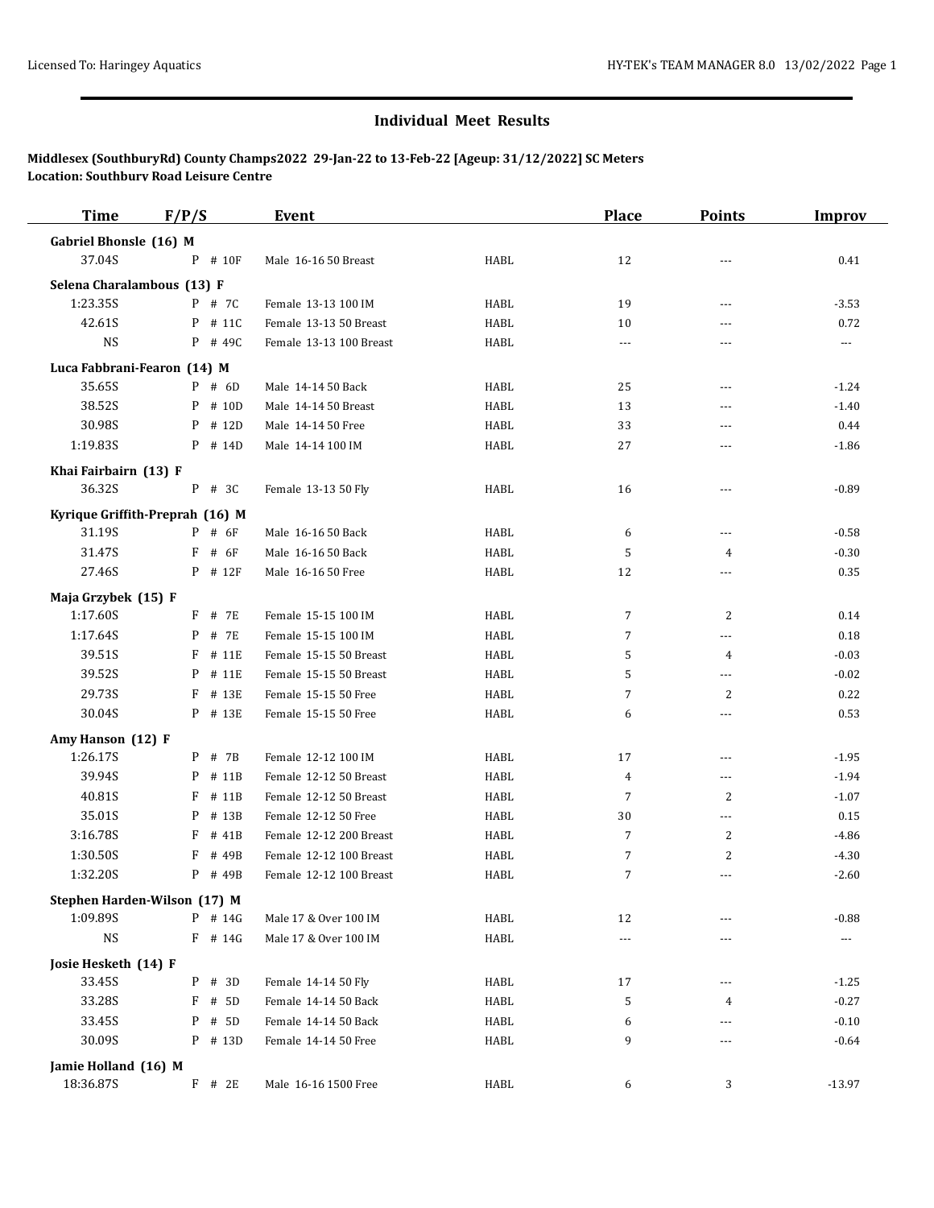## Individual Meet Results

**Middlesex (SouthburyRd) County Champs2022 29-Jan-22 to 13-Feb-22 [Ageup: 31/12/2022] SC Meters**
**Location: Southbury Road Leisure Centre**

| Time | F/P/S | Event | | Place | Points | Improv |
|---|---|---|---|---|---|---|
| **Gabriel Bhonsle (16) M** | | | | | | |
| 37.04S | P # 10F | Male 16-16 50 Breast | HABL | 12 | --- | 0.41 |
| **Selena Charalambous (13) F** | | | | | | |
| 1:23.35S | P # 7C | Female 13-13 100 IM | HABL | 19 | --- | -3.53 |
| 42.61S | P # 11C | Female 13-13 50 Breast | HABL | 10 | --- | 0.72 |
| NS | P # 49C | Female 13-13 100 Breast | HABL | --- | --- | --- |
| **Luca Fabbrani-Fearon (14) M** | | | | | | |
| 35.65S | P # 6D | Male 14-14 50 Back | HABL | 25 | --- | -1.24 |
| 38.52S | P # 10D | Male 14-14 50 Breast | HABL | 13 | --- | -1.40 |
| 30.98S | P # 12D | Male 14-14 50 Free | HABL | 33 | --- | 0.44 |
| 1:19.83S | P # 14D | Male 14-14 100 IM | HABL | 27 | --- | -1.86 |
| **Khai Fairbairn (13) F** | | | | | | |
| 36.32S | P # 3C | Female 13-13 50 Fly | HABL | 16 | --- | -0.89 |
| **Kyrique Griffith-Preprah (16) M** | | | | | | |
| 31.19S | P # 6F | Male 16-16 50 Back | HABL | 6 | --- | -0.58 |
| 31.47S | F # 6F | Male 16-16 50 Back | HABL | 5 | 4 | -0.30 |
| 27.46S | P # 12F | Male 16-16 50 Free | HABL | 12 | --- | 0.35 |
| **Maja Grzybek (15) F** | | | | | | |
| 1:17.60S | F # 7E | Female 15-15 100 IM | HABL | 7 | 2 | 0.14 |
| 1:17.64S | P # 7E | Female 15-15 100 IM | HABL | 7 | --- | 0.18 |
| 39.51S | F # 11E | Female 15-15 50 Breast | HABL | 5 | 4 | -0.03 |
| 39.52S | P # 11E | Female 15-15 50 Breast | HABL | 5 | --- | -0.02 |
| 29.73S | F # 13E | Female 15-15 50 Free | HABL | 7 | 2 | 0.22 |
| 30.04S | P # 13E | Female 15-15 50 Free | HABL | 6 | --- | 0.53 |
| **Amy Hanson (12) F** | | | | | | |
| 1:26.17S | P # 7B | Female 12-12 100 IM | HABL | 17 | --- | -1.95 |
| 39.94S | P # 11B | Female 12-12 50 Breast | HABL | 4 | --- | -1.94 |
| 40.81S | F # 11B | Female 12-12 50 Breast | HABL | 7 | 2 | -1.07 |
| 35.01S | P # 13B | Female 12-12 50 Free | HABL | 30 | --- | 0.15 |
| 3:16.78S | F # 41B | Female 12-12 200 Breast | HABL | 7 | 2 | -4.86 |
| 1:30.50S | F # 49B | Female 12-12 100 Breast | HABL | 7 | 2 | -4.30 |
| 1:32.20S | P # 49B | Female 12-12 100 Breast | HABL | 7 | --- | -2.60 |
| **Stephen Harden-Wilson (17) M** | | | | | | |
| 1:09.89S | P # 14G | Male 17 & Over 100 IM | HABL | 12 | --- | -0.88 |
| NS | F # 14G | Male 17 & Over 100 IM | HABL | --- | --- | --- |
| **Josie Hesketh (14) F** | | | | | | |
| 33.45S | P # 3D | Female 14-14 50 Fly | HABL | 17 | --- | -1.25 |
| 33.28S | F # 5D | Female 14-14 50 Back | HABL | 5 | 4 | -0.27 |
| 33.45S | P # 5D | Female 14-14 50 Back | HABL | 6 | --- | -0.10 |
| 30.09S | P # 13D | Female 14-14 50 Free | HABL | 9 | --- | -0.64 |
| **Jamie Holland (16) M** | | | | | | |
| 18:36.87S | F # 2E | Male 16-16 1500 Free | HABL | 6 | 3 | -13.97 |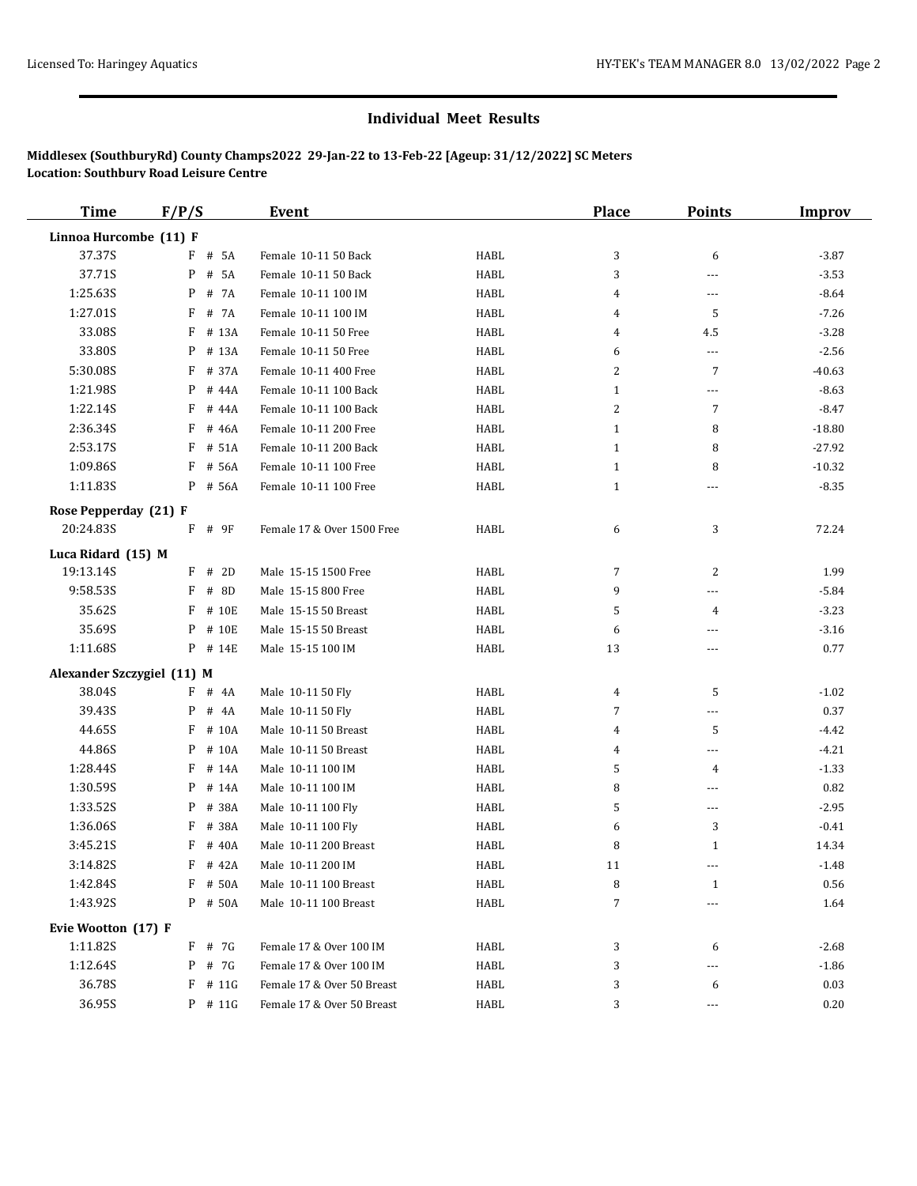## Individual Meet Results

**Middlesex (SouthburyRd) County Champs2022 29-Jan-22 to 13-Feb-22 [Ageup: 31/12/2022] SC Meters**
**Location: Southbury Road Leisure Centre**

| Time | F/P/S | Event | | Place | Points | Improv |
|---|---|---|---|---|---|---|
| **Linnoa Hurcombe (11) F** | | | | | | |
| 37.37S | F # 5A | Female 10-11 50 Back | HABL | 3 | 6 | -3.87 |
| 37.71S | P # 5A | Female 10-11 50 Back | HABL | 3 | --- | -3.53 |
| 1:25.63S | P # 7A | Female 10-11 100 IM | HABL | 4 | --- | -8.64 |
| 1:27.01S | F # 7A | Female 10-11 100 IM | HABL | 4 | 5 | -7.26 |
| 33.08S | F # 13A | Female 10-11 50 Free | HABL | 4 | 4.5 | -3.28 |
| 33.80S | P # 13A | Female 10-11 50 Free | HABL | 6 | --- | -2.56 |
| 5:30.08S | F # 37A | Female 10-11 400 Free | HABL | 2 | 7 | -40.63 |
| 1:21.98S | P # 44A | Female 10-11 100 Back | HABL | 1 | --- | -8.63 |
| 1:22.14S | F # 44A | Female 10-11 100 Back | HABL | 2 | 7 | -8.47 |
| 2:36.34S | F # 46A | Female 10-11 200 Free | HABL | 1 | 8 | -18.80 |
| 2:53.17S | F # 51A | Female 10-11 200 Back | HABL | 1 | 8 | -27.92 |
| 1:09.86S | F # 56A | Female 10-11 100 Free | HABL | 1 | 8 | -10.32 |
| 1:11.83S | P # 56A | Female 10-11 100 Free | HABL | 1 | --- | -8.35 |
| **Rose Pepperday (21) F** | | | | | | |
| 20:24.83S | F # 9F | Female 17 & Over 1500 Free | HABL | 6 | 3 | 72.24 |
| **Luca Ridard (15) M** | | | | | | |
| 19:13.14S | F # 2D | Male 15-15 1500 Free | HABL | 7 | 2 | 1.99 |
| 9:58.53S | F # 8D | Male 15-15 800 Free | HABL | 9 | --- | -5.84 |
| 35.62S | F # 10E | Male 15-15 50 Breast | HABL | 5 | 4 | -3.23 |
| 35.69S | P # 10E | Male 15-15 50 Breast | HABL | 6 | --- | -3.16 |
| 1:11.68S | P # 14E | Male 15-15 100 IM | HABL | 13 | --- | 0.77 |
| **Alexander Szczygiel (11) M** | | | | | | |
| 38.04S | F # 4A | Male 10-11 50 Fly | HABL | 4 | 5 | -1.02 |
| 39.43S | P # 4A | Male 10-11 50 Fly | HABL | 7 | --- | 0.37 |
| 44.65S | F # 10A | Male 10-11 50 Breast | HABL | 4 | 5 | -4.42 |
| 44.86S | P # 10A | Male 10-11 50 Breast | HABL | 4 | --- | -4.21 |
| 1:28.44S | F # 14A | Male 10-11 100 IM | HABL | 5 | 4 | -1.33 |
| 1:30.59S | P # 14A | Male 10-11 100 IM | HABL | 8 | --- | 0.82 |
| 1:33.52S | P # 38A | Male 10-11 100 Fly | HABL | 5 | --- | -2.95 |
| 1:36.06S | F # 38A | Male 10-11 100 Fly | HABL | 6 | 3 | -0.41 |
| 3:45.21S | F # 40A | Male 10-11 200 Breast | HABL | 8 | 1 | 14.34 |
| 3:14.82S | F # 42A | Male 10-11 200 IM | HABL | 11 | --- | -1.48 |
| 1:42.84S | F # 50A | Male 10-11 100 Breast | HABL | 8 | 1 | 0.56 |
| 1:43.92S | P # 50A | Male 10-11 100 Breast | HABL | 7 | --- | 1.64 |
| **Evie Wootton (17) F** | | | | | | |
| 1:11.82S | F # 7G | Female 17 & Over 100 IM | HABL | 3 | 6 | -2.68 |
| 1:12.64S | P # 7G | Female 17 & Over 100 IM | HABL | 3 | --- | -1.86 |
| 36.78S | F # 11G | Female 17 & Over 50 Breast | HABL | 3 | 6 | 0.03 |
| 36.95S | P # 11G | Female 17 & Over 50 Breast | HABL | 3 | --- | 0.20 |